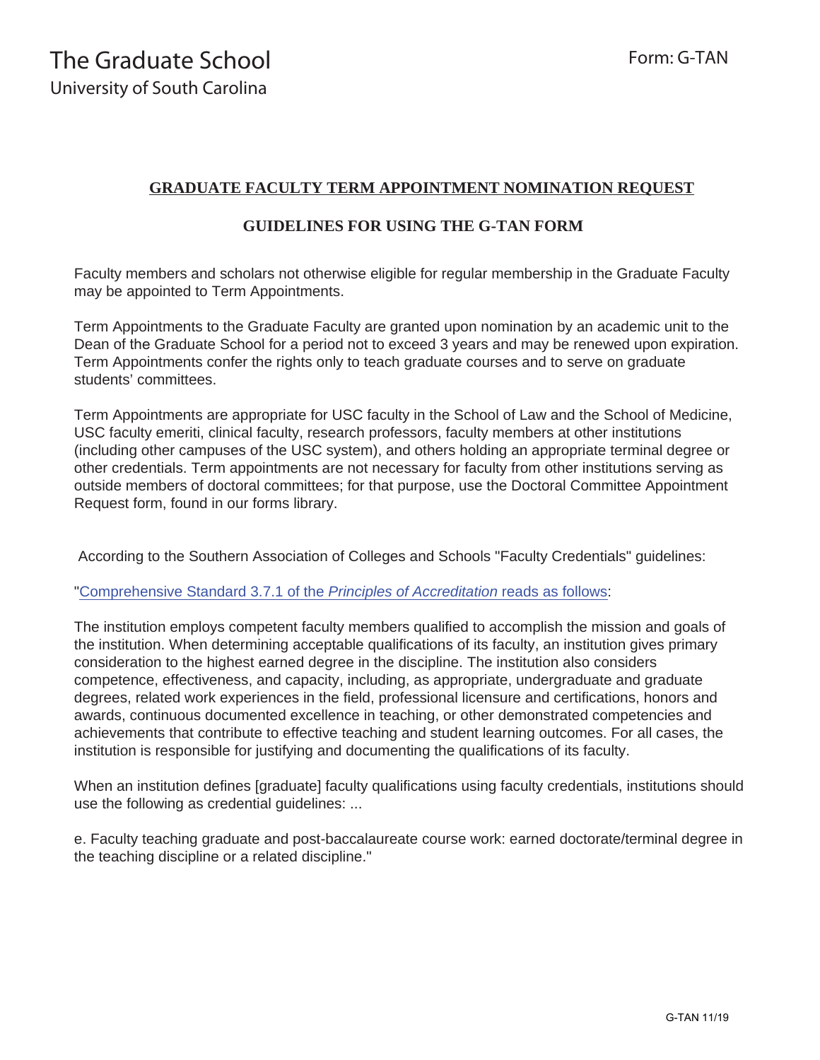The Graduate School
University of South Carolina

Form: G-TAN

## GRADUATE FACULTY TERM APPOINTMENT NOMINATION REQUEST

### GUIDELINES FOR USING THE G-TAN FORM

Faculty members and scholars not otherwise eligible for regular membership in the Graduate Faculty may be appointed to Term Appointments.

Term Appointments to the Graduate Faculty are granted upon nomination by an academic unit to the Dean of the Graduate School for a period not to exceed 3 years and may be renewed upon expiration. Term Appointments confer the rights only to teach graduate courses and to serve on graduate students' committees.

Term Appointments are appropriate for USC faculty in the School of Law and the School of Medicine, USC faculty emeriti, clinical faculty, research professors, faculty members at other institutions (including other campuses of the USC system), and others holding an appropriate terminal degree or other credentials. Term appointments are not necessary for faculty from other institutions serving as outside members of doctoral committees; for that purpose, use the Doctoral Committee Appointment Request form, found in our forms library.

According to the Southern Association of Colleges and Schools "Faculty Credentials" guidelines:

"Comprehensive Standard 3.7.1 of the *Principles of Accreditation* reads as follows:

The institution employs competent faculty members qualified to accomplish the mission and goals of the institution. When determining acceptable qualifications of its faculty, an institution gives primary consideration to the highest earned degree in the discipline. The institution also considers competence, effectiveness, and capacity, including, as appropriate, undergraduate and graduate degrees, related work experiences in the field, professional licensure and certifications, honors and awards, continuous documented excellence in teaching, or other demonstrated competencies and achievements that contribute to effective teaching and student learning outcomes. For all cases, the institution is responsible for justifying and documenting the qualifications of its faculty.

When an institution defines [graduate] faculty qualifications using faculty credentials, institutions should use the following as credential guidelines: ...

e. Faculty teaching graduate and post-baccalaureate course work: earned doctorate/terminal degree in the teaching discipline or a related discipline."

G-TAN 11/19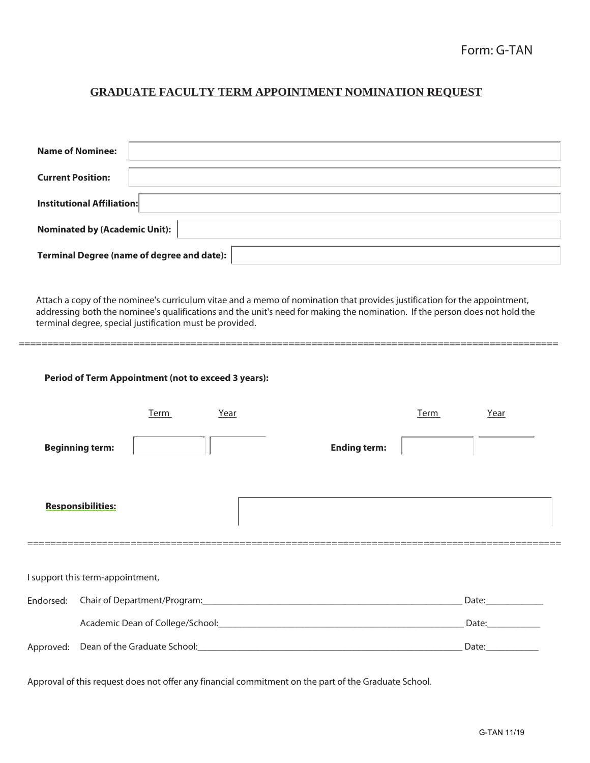Form: G-TAN

# GRADUATE FACULTY TERM APPOINTMENT NOMINATION REQUEST

**Name of Nominee:**

**Current Position:**

**Institutional Affiliation:**

**Nominated by (Academic Unit):**

**Terminal Degree (name of degree and date):**

Attach a copy of the nominee's curriculum vitae and a memo of nomination that provides justification for the appointment, addressing both the nominee's qualifications and the unit's need for making the nomination. If the person does not hold the terminal degree, special justification must be provided.

==========================================================================================

**Period of Term Appointment (not to exceed 3 years):**

| | Term | Year | | Term | Year |
|---|---|---|---|---|---|
| **Beginning term:** | | | **Ending term:** | | |

**Responsibilities:**

==========================================================================================

I support this term-appointment,

Endorsed: Chair of Department/Program:\_\_\_\_\_\_\_\_\_\_\_\_\_\_\_\_\_\_\_\_\_\_\_\_\_\_\_\_\_\_\_\_\_\_\_\_\_\_\_\_ Date:\_\_\_\_\_\_\_\_\_\_

Academic Dean of College/School:\_\_\_\_\_\_\_\_\_\_\_\_\_\_\_\_\_\_\_\_\_\_\_\_\_\_\_\_\_\_\_\_\_\_\_\_\_\_\_ Date:\_\_\_\_\_\_\_\_\_\_

Approved: Dean of the Graduate School:\_\_\_\_\_\_\_\_\_\_\_\_\_\_\_\_\_\_\_\_\_\_\_\_\_\_\_\_\_\_\_\_\_\_\_\_\_\_\_\_ Date:\_\_\_\_\_\_\_\_\_\_

Approval of this request does not offer any financial commitment on the part of the Graduate School.

G-TAN 11/19